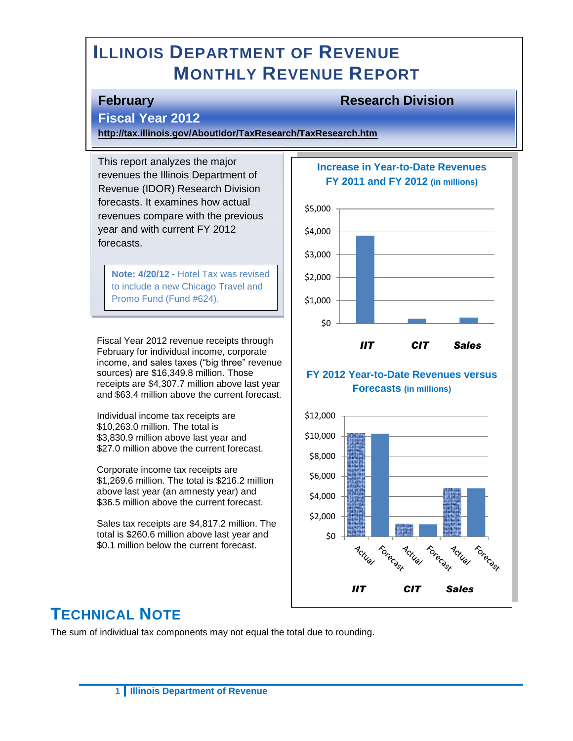# ILLINOIS DEPARTMENT OF REVENUE MONTHLY REVENUE REPORT

**February** **Research Division**

**Fiscal Year 2012**

**http://tax.illinois.gov/AboutIdor/TaxResearch/TaxResearch.htm**

This report analyzes the major revenues the Illinois Department of Revenue (IDOR) Research Division forecasts. It examines how actual revenues compare with the previous year and with current FY 2012 forecasts.

**Note: 4/20/12 -** Hotel Tax was revised to include a new Chicago Travel and Promo Fund (Fund #624).

Fiscal Year 2012 revenue receipts through February for individual income, corporate income, and sales taxes ("big three" revenue sources) are $16,349.8 million. Those receipts are $4,307.7 million above last year and $63.4 million above the current forecast.

Individual income tax receipts are $10,263.0 million. The total is $3,830.9 million above last year and $27.0 million above the current forecast.

Corporate income tax receipts are $1,269.6 million. The total is $216.2 million above last year (an amnesty year) and $36.5 million above the current forecast.

Sales tax receipts are $4,817.2 million. The total is $260.6 million above last year and $0.1 million below the current forecast.

**Increase in Year-to-Date Revenues FY 2011 and FY 2012 (in millions)**

$5,000
$4,000
$3,000
$2,000
$1,000
$0

*IIT* *CIT* *Sales*

**FY 2012 Year-to-Date Revenues versus Forecasts (in millions)**

$12,000
$10,000
$8,000
$6,000
$4,000
$2,000
$0

Actual Forecast Actual Forecast Actual Forecast

*IIT* *CIT* *Sales*

## TECHNICAL NOTE

The sum of individual tax components may not equal the total due to rounding.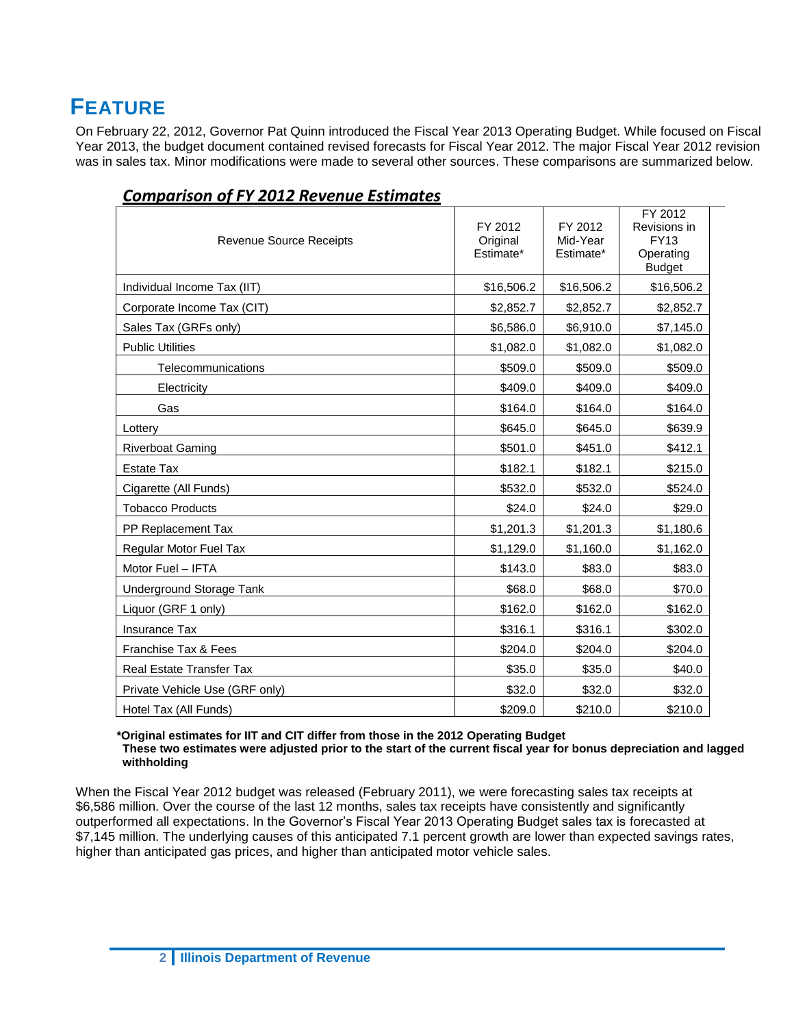# FEATURE

On February 22, 2012, Governor Pat Quinn introduced the Fiscal Year 2013 Operating Budget. While focused on Fiscal Year 2013, the budget document contained revised forecasts for Fiscal Year 2012. The major Fiscal Year 2012 revision was in sales tax. Minor modifications were made to several other sources. These comparisons are summarized below.

## *Comparison of FY 2012 Revenue Estimates*

| Revenue Source Receipts | FY 2012 Original Estimate* | FY 2012 Mid-Year Estimate* | FY 2012 Revisions in FY13 Operating Budget |
|---|---|---|---|
| Individual Income Tax (IIT) | $16,506.2 | $16,506.2 | $16,506.2 |
| Corporate Income Tax (CIT) | $2,852.7 | $2,852.7 | $2,852.7 |
| Sales Tax (GRFs only) | $6,586.0 | $6,910.0 | $7,145.0 |
| Public Utilities | $1,082.0 | $1,082.0 | $1,082.0 |
| Telecommunications | $509.0 | $509.0 | $509.0 |
| Electricity | $409.0 | $409.0 | $409.0 |
| Gas | $164.0 | $164.0 | $164.0 |
| Lottery | $645.0 | $645.0 | $639.9 |
| Riverboat Gaming | $501.0 | $451.0 | $412.1 |
| Estate Tax | $182.1 | $182.1 | $215.0 |
| Cigarette (All Funds) | $532.0 | $532.0 | $524.0 |
| Tobacco Products | $24.0 | $24.0 | $29.0 |
| PP Replacement Tax | $1,201.3 | $1,201.3 | $1,180.6 |
| Regular Motor Fuel Tax | $1,129.0 | $1,160.0 | $1,162.0 |
| Motor Fuel – IFTA | $143.0 | $83.0 | $83.0 |
| Underground Storage Tank | $68.0 | $68.0 | $70.0 |
| Liquor (GRF 1 only) | $162.0 | $162.0 | $162.0 |
| Insurance Tax | $316.1 | $316.1 | $302.0 |
| Franchise Tax & Fees | $204.0 | $204.0 | $204.0 |
| Real Estate Transfer Tax | $35.0 | $35.0 | $40.0 |
| Private Vehicle Use (GRF only) | $32.0 | $32.0 | $32.0 |
| Hotel Tax (All Funds) | $209.0 | $210.0 | $210.0 |

**\*Original estimates for IIT and CIT differ from those in the 2012 Operating Budget**
**These two estimates were adjusted prior to the start of the current fiscal year for bonus depreciation and lagged withholding**

When the Fiscal Year 2012 budget was released (February 2011), we were forecasting sales tax receipts at $6,586 million. Over the course of the last 12 months, sales tax receipts have consistently and significantly outperformed all expectations. In the Governor's Fiscal Year 2013 Operating Budget sales tax is forecasted at $7,145 million. The underlying causes of this anticipated 7.1 percent growth are lower than expected savings rates, higher than anticipated gas prices, and higher than anticipated motor vehicle sales.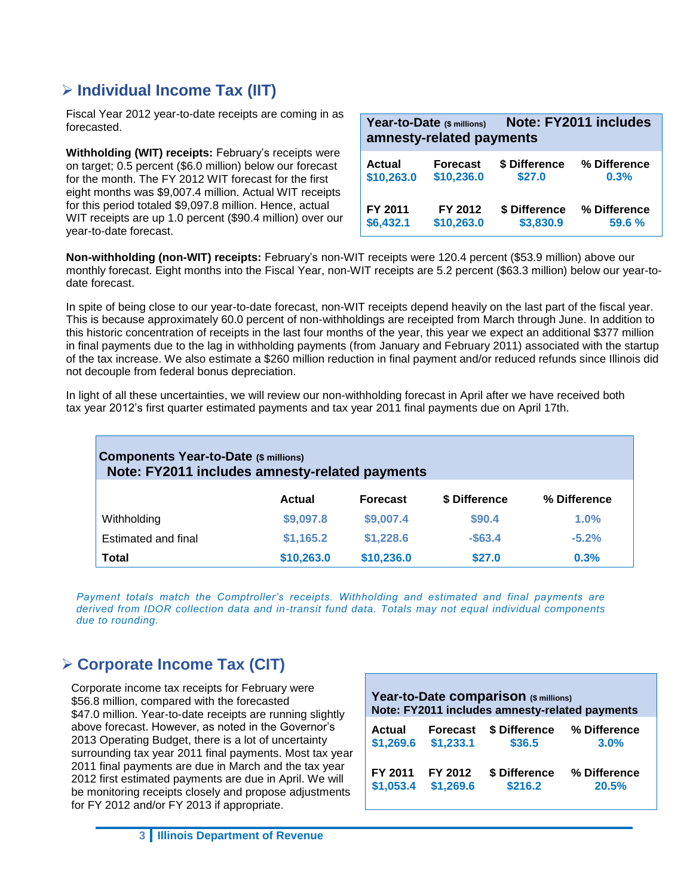## ➢ Individual Income Tax (IIT)

Fiscal Year 2012 year-to-date receipts are coming in as forecasted.

**Withholding (WIT) receipts:** February's receipts were on target; 0.5 percent ($6.0 million) below our forecast for the month. The FY 2012 WIT forecast for the first eight months was $9,007.4 million. Actual WIT receipts for this period totaled $9,097.8 million. Hence, actual WIT receipts are up 1.0 percent ($90.4 million) over our year-to-date forecast.

| Year-to-Date ($ millions) Note: FY2011 includes amnesty-related payments | | | |
|---|---|---|---|
| Actual | Forecast | $ Difference | % Difference |
| $10,263.0 | $10,236.0 | $27.0 | 0.3% |
| FY 2011 | FY 2012 | $ Difference | % Difference |
| $6,432.1 | $10,263.0 | $3,830.9 | 59.6 % |

**Non-withholding (non-WIT) receipts:** February's non-WIT receipts were 120.4 percent ($53.9 million) above our monthly forecast. Eight months into the Fiscal Year, non-WIT receipts are 5.2 percent ($63.3 million) below our year-to-date forecast.

In spite of being close to our year-to-date forecast, non-WIT receipts depend heavily on the last part of the fiscal year. This is because approximately 60.0 percent of non-withholdings are receipted from March through June. In addition to this historic concentration of receipts in the last four months of the year, this year we expect an additional $377 million in final payments due to the lag in withholding payments (from January and February 2011) associated with the startup of the tax increase. We also estimate a $260 million reduction in final payment and/or reduced refunds since Illinois did not decouple from federal bonus depreciation.

In light of all these uncertainties, we will review our non-withholding forecast in April after we have received both tax year 2012's first quarter estimated payments and tax year 2011 final payments due on April 17th.

| Components Year-to-Date ($ millions) Note: FY2011 includes amnesty-related payments | Actual | Forecast | $ Difference | % Difference |
|---|---|---|---|---|
| Withholding | $9,097.8 | $9,007.4 | $90.4 | 1.0% |
| Estimated and final | $1,165.2 | $1,228.6 | -$63.4 | -5.2% |
| **Total** | $10,263.0 | $10,236.0 | $27.0 | 0.3% |

*Payment totals match the Comptroller's receipts. Withholding and estimated and final payments are derived from IDOR collection data and in-transit fund data. Totals may not equal individual components due to rounding.*

## ➢ Corporate Income Tax (CIT)

Corporate income tax receipts for February were $56.8 million, compared with the forecasted $47.0 million. Year-to-date receipts are running slightly above forecast. However, as noted in the Governor's 2013 Operating Budget, there is a lot of uncertainty surrounding tax year 2011 final payments. Most tax year 2011 final payments are due in March and the tax year 2012 first estimated payments are due in April. We will be monitoring receipts closely and propose adjustments for FY 2012 and/or FY 2013 if appropriate.

| Year-to-Date comparison ($ millions) Note: FY2011 includes amnesty-related payments | | | |
|---|---|---|---|
| Actual | Forecast | $ Difference | % Difference |
| $1,269.6 | $1,233.1 | $36.5 | 3.0% |
| FY 2011 | FY 2012 | $ Difference | % Difference |
| $1,053.4 | $1,269.6 | $216.2 | 20.5% |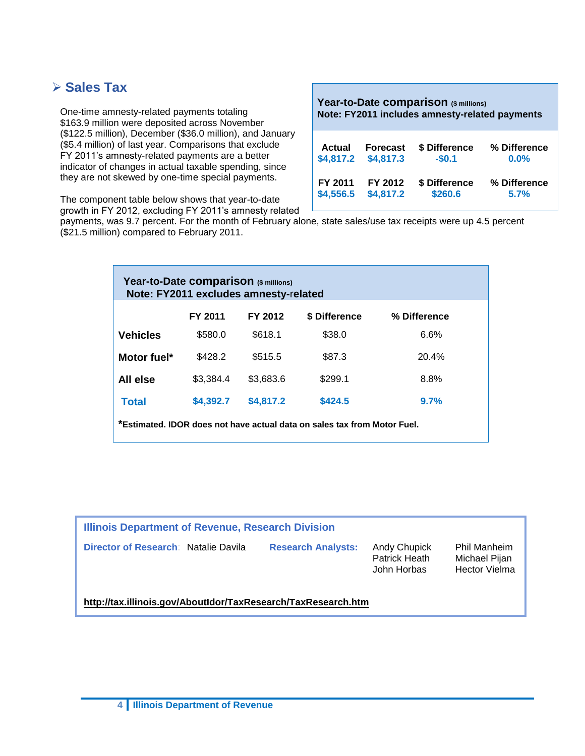## ➢ Sales Tax

One-time amnesty-related payments totaling $163.9 million were deposited across November ($122.5 million), December ($36.0 million), and January ($5.4 million) of last year. Comparisons that exclude FY 2011's amnesty-related payments are a better indicator of changes in actual taxable spending, since they are not skewed by one-time special payments.

The component table below shows that year-to-date growth in FY 2012, excluding FY 2011's amnesty related payments, was 9.7 percent. For the month of February alone, state sales/use tax receipts were up 4.5 percent ($21.5 million) compared to February 2011.

**Year-to-Date comparison** ($ millions)
**Note: FY2011 includes amnesty-related payments**

| Actual | Forecast | $ Difference | % Difference |
|---|---|---|---|
| $4,817.2 | $4,817.3 | -$0.1 | 0.0% |
| **FY 2011** | **FY 2012** | **$ Difference** | **% Difference** |
| $4,556.5 | $4,817.2 | $260.6 | 5.7% |

**Year-to-Date comparison** ($ millions)
**Note: FY2011 excludes amnesty-related**

| | FY 2011 | FY 2012 | $ Difference | % Difference |
|---|---|---|---|---|
| **Vehicles** | $580.0 | $618.1 | $38.0 | 6.6% |
| **Motor fuel*** | $428.2 | $515.5 | $87.3 | 20.4% |
| **All else** | $3,384.4 | $3,683.6 | $299.1 | 8.8% |
| **Total** | **$4,392.7** | **$4,817.2** | **$424.5** | **9.7%** |

***Estimated. IDOR does not have actual data on sales tax from Motor Fuel.**

**Illinois Department of Revenue, Research Division**

**Director of Research**: Natalie Davila

**Research Analysts:** Andy Chupick, Patrick Heath, John Horbas, Phil Manheim, Michael Pijan, Hector Vielma

**http://tax.illinois.gov/AboutIdor/TaxResearch/TaxResearch.htm**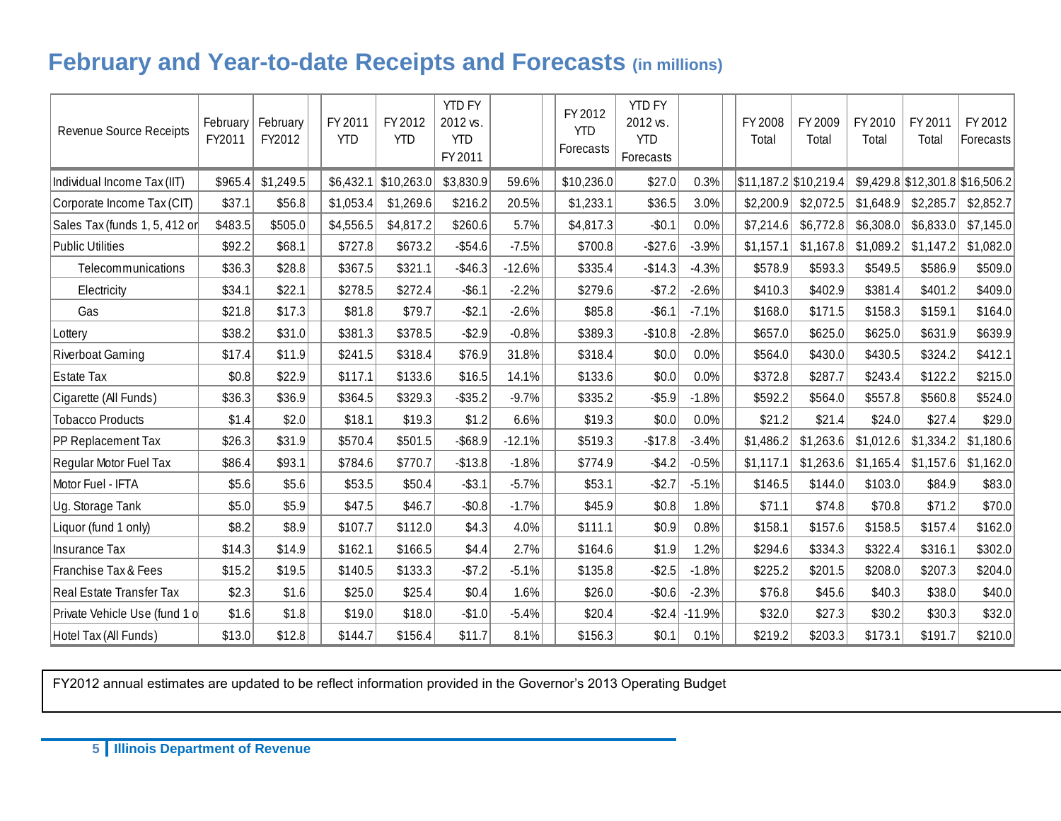# February and Year-to-date Receipts and Forecasts (in millions)

| Revenue Source Receipts | February FY2011 | February FY2012 | FY 2011 YTD | FY 2012 YTD | YTD FY 2012 vs. YTD FY 2011 | | FY 2012 YTD Forecasts | YTD FY 2012 vs. YTD Forecasts | | FY 2008 Total | FY 2009 Total | FY 2010 Total | FY 2011 Total | FY 2012 Forecasts |
|---|---|---|---|---|---|---|---|---|---|---|---|---|---|---|
| Individual Income Tax (IIT) | $965.4 | $1,249.5 | $6,432.1 | $10,263.0 | $3,830.9 | 59.6% | $10,236.0 | $27.0 | 0.3% | $11,187.2 | $10,219.4 | $9,429.8 | $12,301.8 | $16,506.2 |
| Corporate Income Tax (CIT) | $37.1 | $56.8 | $1,053.4 | $1,269.6 | $216.2 | 20.5% | $1,233.1 | $36.5 | 3.0% | $2,200.9 | $2,072.5 | $1,648.9 | $2,285.7 | $2,852.7 |
| Sales Tax (funds 1, 5, 412 or | $483.5 | $505.0 | $4,556.5 | $4,817.2 | $260.6 | 5.7% | $4,817.3 | -$0.1 | 0.0% | $7,214.6 | $6,772.8 | $6,308.0 | $6,833.0 | $7,145.0 |
| Public Utilities | $92.2 | $68.1 | $727.8 | $673.2 | -$54.6 | -7.5% | $700.8 | -$27.6 | -3.9% | $1,157.1 | $1,167.8 | $1,089.2 | $1,147.2 | $1,082.0 |
| Telecommunications | $36.3 | $28.8 | $367.5 | $321.1 | -$46.3 | -12.6% | $335.4 | -$14.3 | -4.3% | $578.9 | $593.3 | $549.5 | $586.9 | $509.0 |
| Electricity | $34.1 | $22.1 | $278.5 | $272.4 | -$6.1 | -2.2% | $279.6 | -$7.2 | -2.6% | $410.3 | $402.9 | $381.4 | $401.2 | $409.0 |
| Gas | $21.8 | $17.3 | $81.8 | $79.7 | -$2.1 | -2.6% | $85.8 | -$6.1 | -7.1% | $168.0 | $171.5 | $158.3 | $159.1 | $164.0 |
| Lottery | $38.2 | $31.0 | $381.3 | $378.5 | -$2.9 | -0.8% | $389.3 | -$10.8 | -2.8% | $657.0 | $625.0 | $625.0 | $631.9 | $639.9 |
| Riverboat Gaming | $17.4 | $11.9 | $241.5 | $318.4 | $76.9 | 31.8% | $318.4 | $0.0 | 0.0% | $564.0 | $430.0 | $430.5 | $324.2 | $412.1 |
| Estate Tax | $0.8 | $22.9 | $117.1 | $133.6 | $16.5 | 14.1% | $133.6 | $0.0 | 0.0% | $372.8 | $287.7 | $243.4 | $122.2 | $215.0 |
| Cigarette (All Funds) | $36.3 | $36.9 | $364.5 | $329.3 | -$35.2 | -9.7% | $335.2 | -$5.9 | -1.8% | $592.2 | $564.0 | $557.8 | $560.8 | $524.0 |
| Tobacco Products | $1.4 | $2.0 | $18.1 | $19.3 | $1.2 | 6.6% | $19.3 | $0.0 | 0.0% | $21.2 | $21.4 | $24.0 | $27.4 | $29.0 |
| PP Replacement Tax | $26.3 | $31.9 | $570.4 | $501.5 | -$68.9 | -12.1% | $519.3 | -$17.8 | -3.4% | $1,486.2 | $1,263.6 | $1,012.6 | $1,334.2 | $1,180.6 |
| Regular Motor Fuel Tax | $86.4 | $93.1 | $784.6 | $770.7 | -$13.8 | -1.8% | $774.9 | -$4.2 | -0.5% | $1,117.1 | $1,263.6 | $1,165.4 | $1,157.6 | $1,162.0 |
| Motor Fuel - IFTA | $5.6 | $5.6 | $53.5 | $50.4 | -$3.1 | -5.7% | $53.1 | -$2.7 | -5.1% | $146.5 | $144.0 | $103.0 | $84.9 | $83.0 |
| Ug. Storage Tank | $5.0 | $5.9 | $47.5 | $46.7 | -$0.8 | -1.7% | $45.9 | $0.8 | 1.8% | $71.1 | $74.8 | $70.8 | $71.2 | $70.0 |
| Liquor (fund 1 only) | $8.2 | $8.9 | $107.7 | $112.0 | $4.3 | 4.0% | $111.1 | $0.9 | 0.8% | $158.1 | $157.6 | $158.5 | $157.4 | $162.0 |
| Insurance Tax | $14.3 | $14.9 | $162.1 | $166.5 | $4.4 | 2.7% | $164.6 | $1.9 | 1.2% | $294.6 | $334.3 | $322.4 | $316.1 | $302.0 |
| Franchise Tax & Fees | $15.2 | $19.5 | $140.5 | $133.3 | -$7.2 | -5.1% | $135.8 | -$2.5 | -1.8% | $225.2 | $201.5 | $208.0 | $207.3 | $204.0 |
| Real Estate Transfer Tax | $2.3 | $1.6 | $25.0 | $25.4 | $0.4 | 1.6% | $26.0 | -$0.6 | -2.3% | $76.8 | $45.6 | $40.3 | $38.0 | $40.0 |
| Private Vehicle Use (fund 1 o | $1.6 | $1.8 | $19.0 | $18.0 | -$1.0 | -5.4% | $20.4 | -$2.4 | -11.9% | $32.0 | $27.3 | $30.2 | $30.3 | $32.0 |
| Hotel Tax (All Funds) | $13.0 | $12.8 | $144.7 | $156.4 | $11.7 | 8.1% | $156.3 | $0.1 | 0.1% | $219.2 | $203.3 | $173.1 | $191.7 | $210.0 |

FY2012 annual estimates are updated to be reflect information provided in the Governor's 2013 Operating Budget